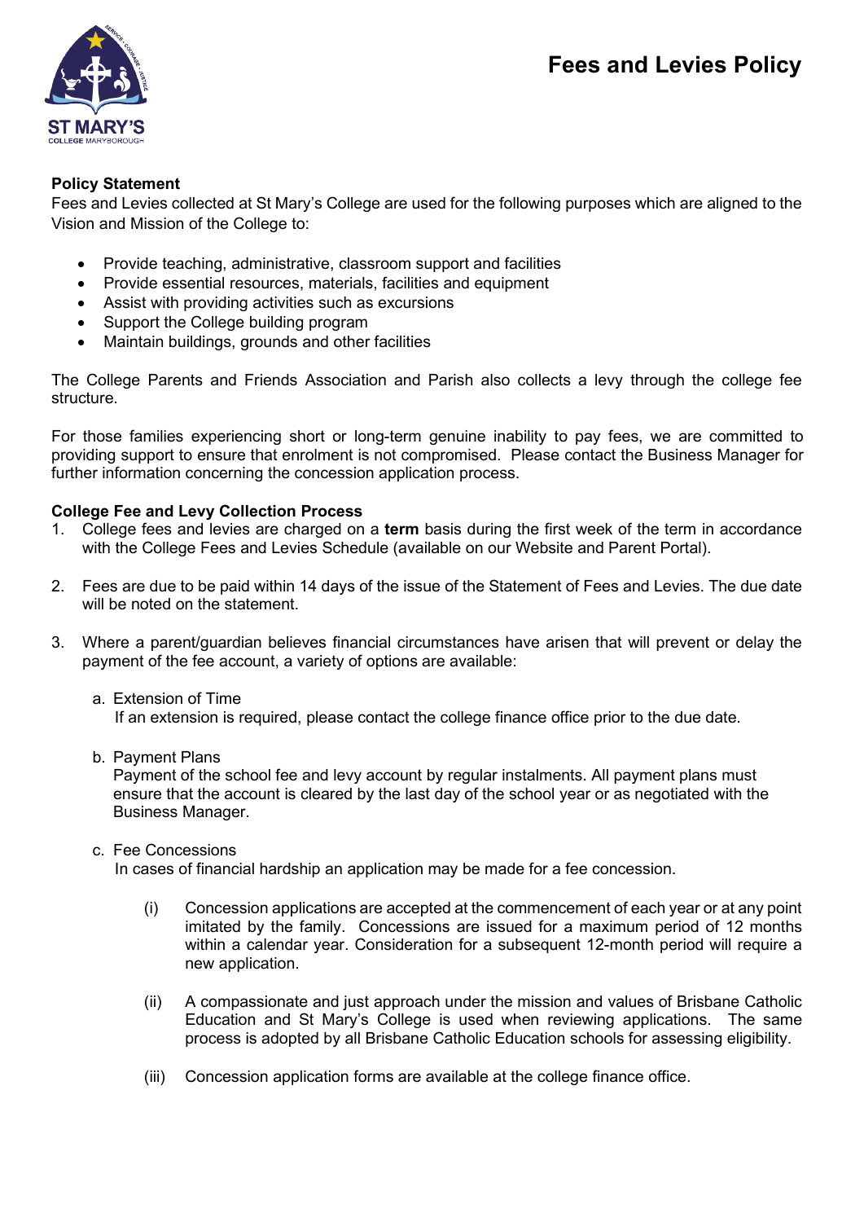# Fees and Levies Policy

### Policy Statement

Fees and Levies collected at St Mary's College are used for the following purposes which are aligned to the Vision and Mission of the College to:

- Provide teaching, administrative, classroom support and facilities
- Provide essential resources, materials, facilities and equipment
- Assist with providing activities such as excursions
- Support the College building program
- Maintain buildings, grounds and other facilities

The College Parents and Friends Association and Parish also collects a levy through the college fee structure.

For those families experiencing short or long-term genuine inability to pay fees, we are committed to providing support to ensure that enrolment is not compromised. Please contact the Business Manager for further information concerning the concession application process.

### College Fee and Levy Collection Process

1. College fees and levies are charged on a **term** basis during the first week of the term in accordance with the College Fees and Levies Schedule (available on our Website and Parent Portal).

2. Fees are due to be paid within 14 days of the issue of the Statement of Fees and Levies. The due date will be noted on the statement.

3. Where a parent/guardian believes financial circumstances have arisen that will prevent or delay the payment of the fee account, a variety of options are available:

   a. Extension of Time
      If an extension is required, please contact the college finance office prior to the due date.

   b. Payment Plans
      Payment of the school fee and levy account by regular instalments. All payment plans must ensure that the account is cleared by the last day of the school year or as negotiated with the Business Manager.

   c. Fee Concessions
      In cases of financial hardship an application may be made for a fee concession.

      (i) Concession applications are accepted at the commencement of each year or at any point imitated by the family. Concessions are issued for a maximum period of 12 months within a calendar year. Consideration for a subsequent 12-month period will require a new application.

      (ii) A compassionate and just approach under the mission and values of Brisbane Catholic Education and St Mary's College is used when reviewing applications. The same process is adopted by all Brisbane Catholic Education schools for assessing eligibility.

      (iii) Concession application forms are available at the college finance office.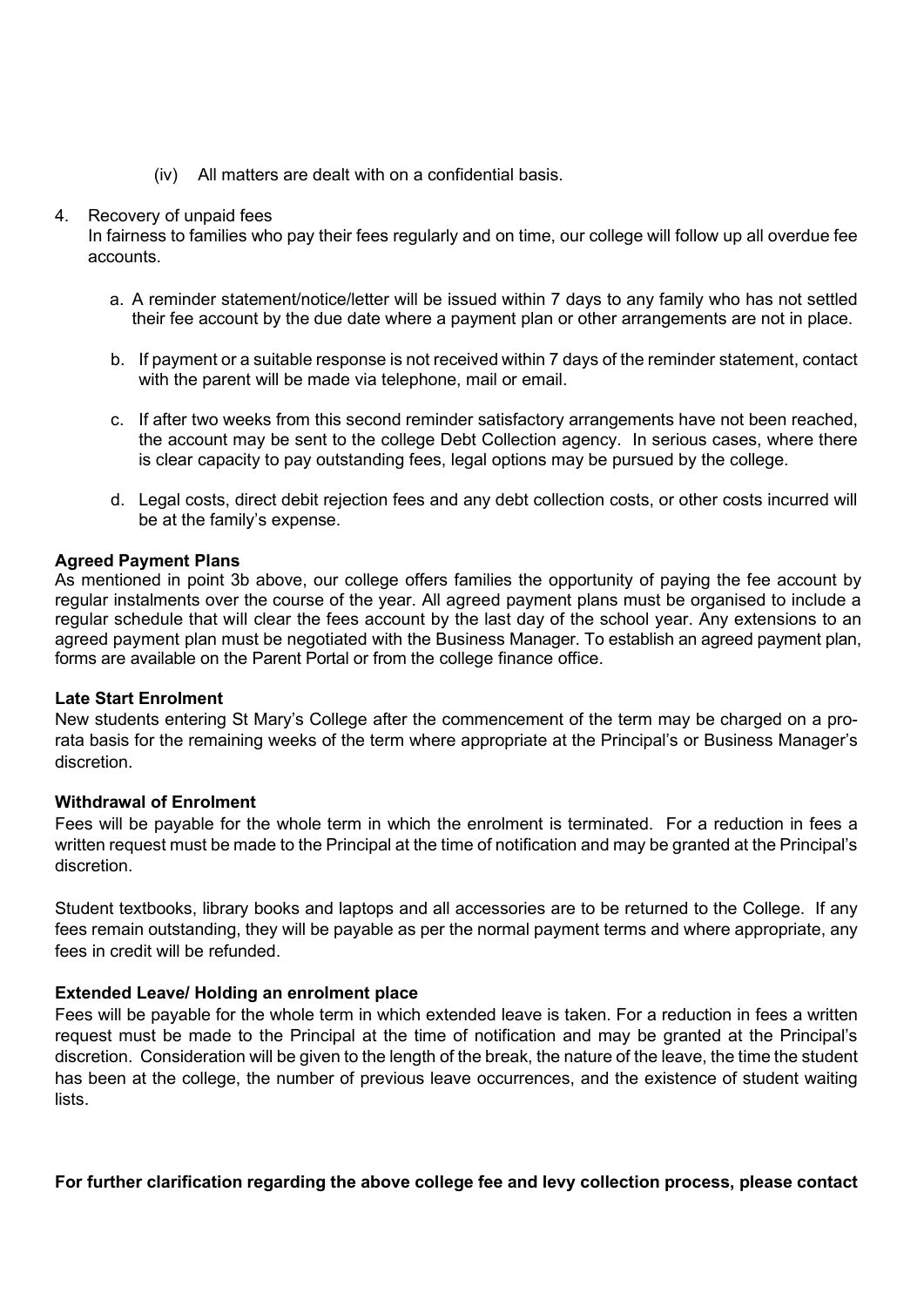(iv) All matters are dealt with on a confidential basis.

4. Recovery of unpaid fees

   In fairness to families who pay their fees regularly and on time, our college will follow up all overdue fee accounts.

   a. A reminder statement/notice/letter will be issued within 7 days to any family who has not settled their fee account by the due date where a payment plan or other arrangements are not in place.

   b. If payment or a suitable response is not received within 7 days of the reminder statement, contact with the parent will be made via telephone, mail or email.

   c. If after two weeks from this second reminder satisfactory arrangements have not been reached, the account may be sent to the college Debt Collection agency. In serious cases, where there is clear capacity to pay outstanding fees, legal options may be pursued by the college.

   d. Legal costs, direct debit rejection fees and any debt collection costs, or other costs incurred will be at the family's expense.

**Agreed Payment Plans**

As mentioned in point 3b above, our college offers families the opportunity of paying the fee account by regular instalments over the course of the year. All agreed payment plans must be organised to include a regular schedule that will clear the fees account by the last day of the school year. Any extensions to an agreed payment plan must be negotiated with the Business Manager. To establish an agreed payment plan, forms are available on the Parent Portal or from the college finance office.

**Late Start Enrolment**

New students entering St Mary's College after the commencement of the term may be charged on a pro-rata basis for the remaining weeks of the term where appropriate at the Principal's or Business Manager's discretion.

**Withdrawal of Enrolment**

Fees will be payable for the whole term in which the enrolment is terminated. For a reduction in fees a written request must be made to the Principal at the time of notification and may be granted at the Principal's discretion.

Student textbooks, library books and laptops and all accessories are to be returned to the College. If any fees remain outstanding, they will be payable as per the normal payment terms and where appropriate, any fees in credit will be refunded.

**Extended Leave/ Holding an enrolment place**

Fees will be payable for the whole term in which extended leave is taken. For a reduction in fees a written request must be made to the Principal at the time of notification and may be granted at the Principal's discretion. Consideration will be given to the length of the break, the nature of the leave, the time the student has been at the college, the number of previous leave occurrences, and the existence of student waiting lists.

**For further clarification regarding the above college fee and levy collection process, please contact**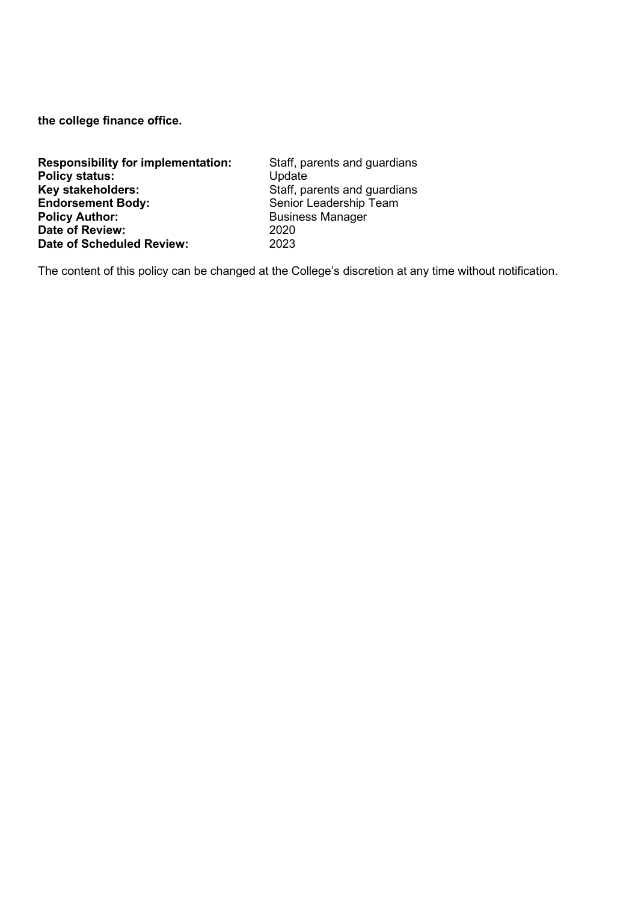**the college finance office.**

| | |
|---|---|
| **Responsibility for implementation:** | Staff, parents and guardians |
| **Policy status:** | Update |
| **Key stakeholders:** | Staff, parents and guardians |
| **Endorsement Body:** | Senior Leadership Team |
| **Policy Author:** | Business Manager |
| **Date of Review:** | 2020 |
| **Date of Scheduled Review:** | 2023 |

The content of this policy can be changed at the College's discretion at any time without notification.